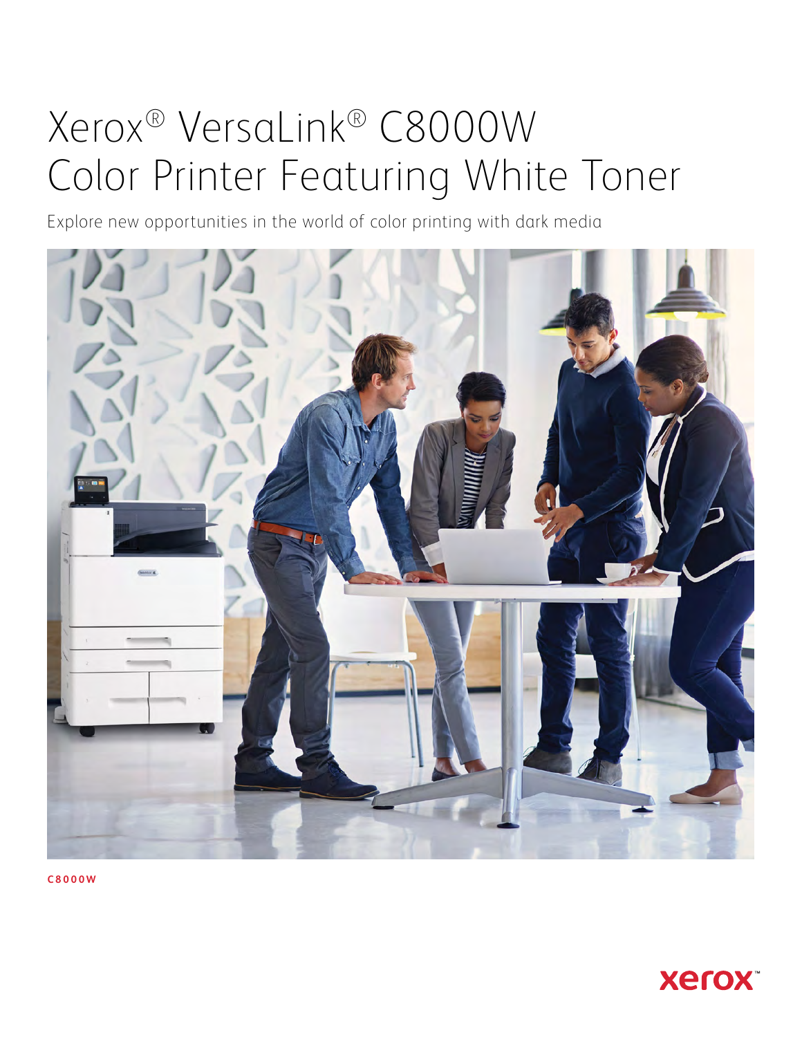# Xerox® VersaLink® C8000W Color Printer Featuring White Toner

Explore new opportunities in the world of color printing with dark media

C8000W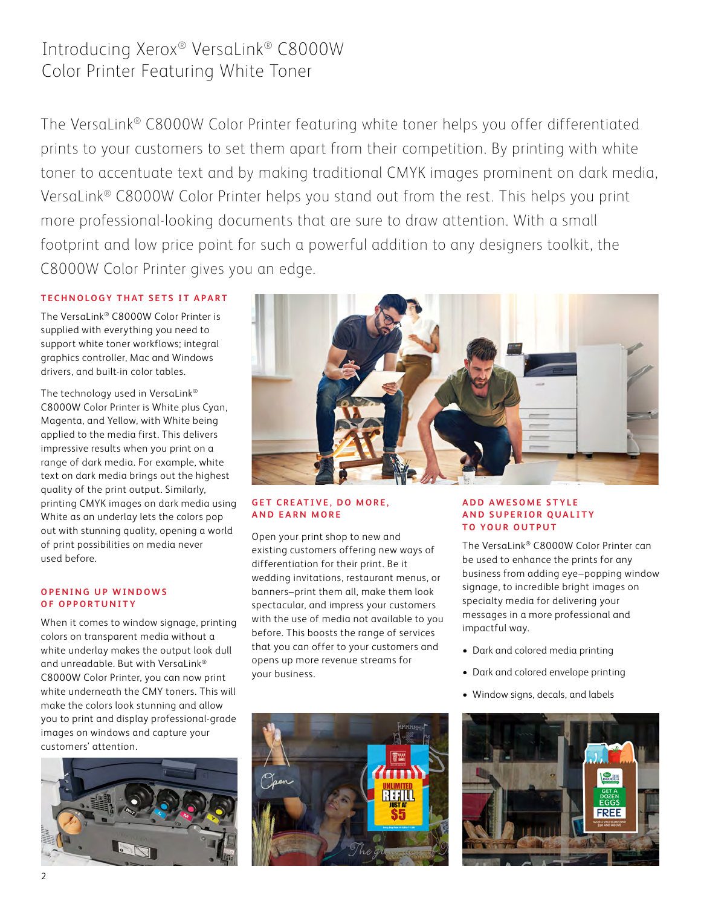# Introducing Xerox® VersaLink® C8000W Color Printer Featuring White Toner

The VersaLink® C8000W Color Printer featuring white toner helps you offer differentiated prints to your customers to set them apart from their competition. By printing with white toner to accentuate text and by making traditional CMYK images prominent on dark media, VersaLink® C8000W Color Printer helps you stand out from the rest. This helps you print more professional-looking documents that are sure to draw attention. With a small footprint and low price point for such a powerful addition to any designers toolkit, the C8000W Color Printer gives you an edge.

## TECHNOLOGY THAT SETS IT APART

The VersaLink® C8000W Color Printer is supplied with everything you need to support white toner workflows; integral graphics controller, Mac and Windows drivers, and built-in color tables.

The technology used in VersaLink® C8000W Color Printer is White plus Cyan, Magenta, and Yellow, with White being applied to the media first. This delivers impressive results when you print on a range of dark media. For example, white text on dark media brings out the highest quality of the print output. Similarly, printing CMYK images on dark media using White as an underlay lets the colors pop out with stunning quality, opening a world of print possibilities on media never used before.

## OPENING UP WINDOWS OF OPPORTUNITY

When it comes to window signage, printing colors on transparent media without a white underlay makes the output look dull and unreadable. But with VersaLink® C8000W Color Printer, you can now print white underneath the CMY toners. This will make the colors look stunning and allow you to print and display professional-grade images on windows and capture your customers' attention.

## GET CREATIVE, DO MORE, AND EARN MORE

Open your print shop to new and existing customers offering new ways of differentiation for their print. Be it wedding invitations, restaurant menus, or banners–print them all, make them look spectacular, and impress your customers with the use of media not available to you before. This boosts the range of services that you can offer to your customers and opens up more revenue streams for your business.

## ADD AWESOME STYLE AND SUPERIOR QUALITY TO YOUR OUTPUT

The VersaLink® C8000W Color Printer can be used to enhance the prints for any business from adding eye–popping window signage, to incredible bright images on specialty media for delivering your messages in a more professional and impactful way.

- Dark and colored media printing
- Dark and colored envelope printing
- Window signs, decals, and labels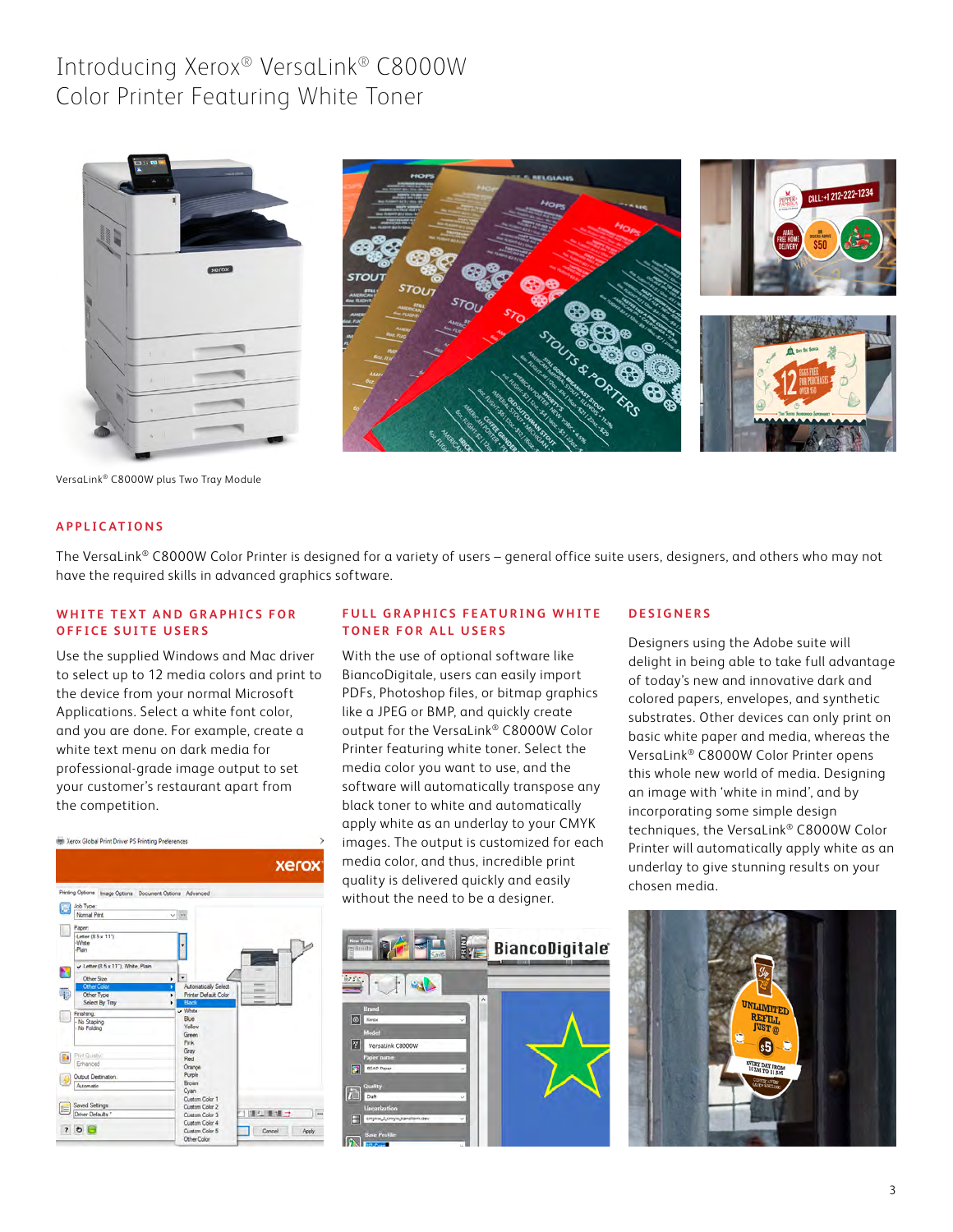# Introducing Xerox® VersaLink® C8000W Color Printer Featuring White Toner

VersaLink® C8000W plus Two Tray Module

## APPLICATIONS

The VersaLink® C8000W Color Printer is designed for a variety of users – general office suite users, designers, and others who may not have the required skills in advanced graphics software.

### WHITE TEXT AND GRAPHICS FOR OFFICE SUITE USERS

Use the supplied Windows and Mac driver to select up to 12 media colors and print to the device from your normal Microsoft Applications. Select a white font color, and you are done. For example, create a white text menu on dark media for professional-grade image output to set your customer's restaurant apart from the competition.

### FULL GRAPHICS FEATURING WHITE TONER FOR ALL USERS

With the use of optional software like BiancoDigitale, users can easily import PDFs, Photoshop files, or bitmap graphics like a JPEG or BMP, and quickly create output for the VersaLink® C8000W Color Printer featuring white toner. Select the media color you want to use, and the software will automatically transpose any black toner to white and automatically apply white as an underlay to your CMYK images. The output is customized for each media color, and thus, incredible print quality is delivered quickly and easily without the need to be a designer.

### DESIGNERS

Designers using the Adobe suite will delight in being able to take full advantage of today's new and innovative dark and colored papers, envelopes, and synthetic substrates. Other devices can only print on basic white paper and media, whereas the VersaLink® C8000W Color Printer opens this whole new world of media. Designing an image with 'white in mind', and by incorporating some simple design techniques, the VersaLink® C8000W Color Printer will automatically apply white as an underlay to give stunning results on your chosen media.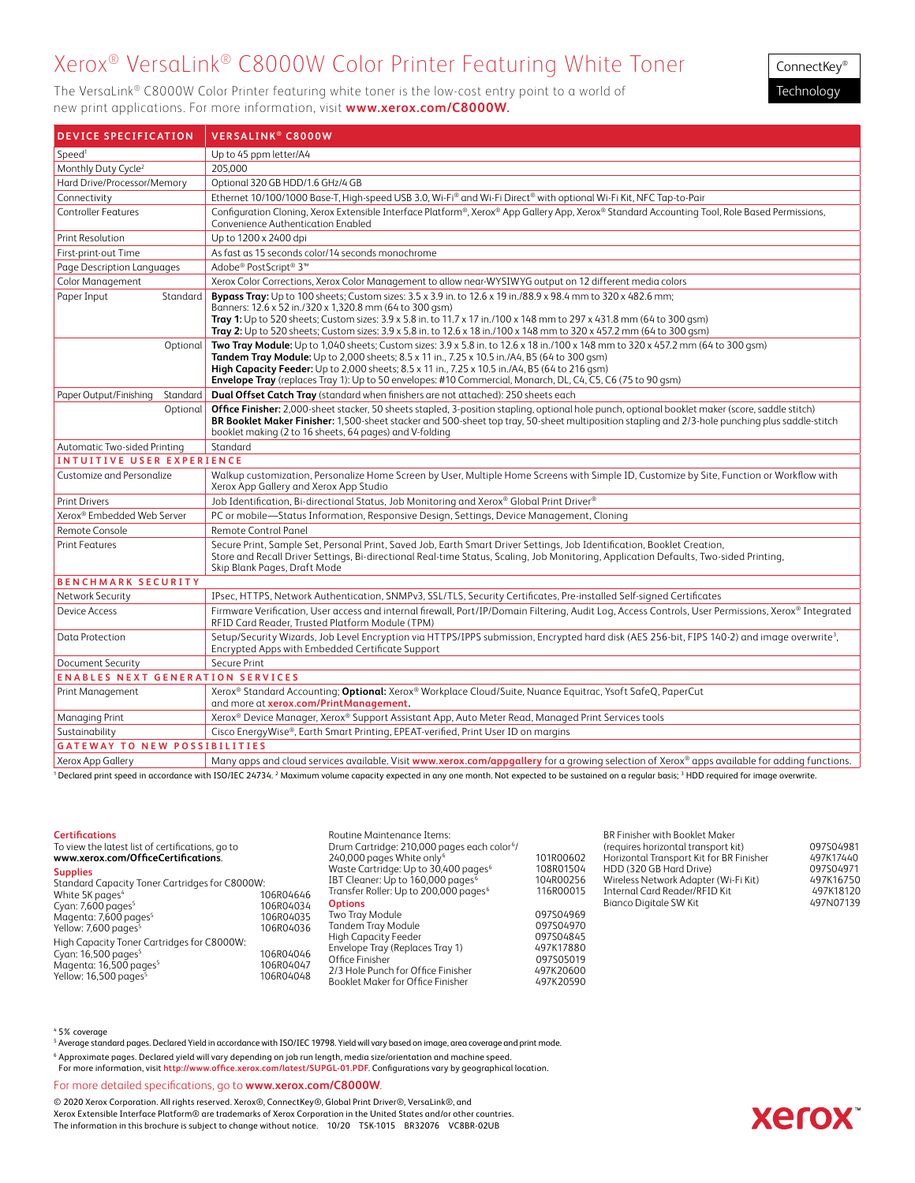# Xerox® VersaLink® C8000W Color Printer Featuring White Toner

ConnectKey® Technology

The VersaLink® C8000W Color Printer featuring white toner is the low-cost entry point to a world of new print applications. For more information, visit **www.xerox.com/C8000W.**

| DEVICE SPECIFICATION | | VERSALINK® C8000W |
|---|---|---|
| Speed[1] | | Up to 45 ppm letter/A4 |
| Monthly Duty Cycle[2] | | 205,000 |
| Hard Drive/Processor/Memory | | Optional 320 GB HDD/1.6 GHz/4 GB |
| Connectivity | | Ethernet 10/100/1000 Base-T, High-speed USB 3.0, Wi-Fi® and Wi-Fi Direct® with optional Wi-Fi Kit, NFC Tap-to-Pair |
| Controller Features | | Configuration Cloning, Xerox Extensible Interface Platform®, Xerox® App Gallery App, Xerox® Standard Accounting Tool, Role Based Permissions, Convenience Authentication Enabled |
| Print Resolution | | Up to 1200 x 2400 dpi |
| First-print-out Time | | As fast as 15 seconds color/14 seconds monochrome |
| Page Description Languages | | Adobe® PostScript® 3™ |
| Color Management | | Xerox Color Corrections, Xerox Color Management to allow near-WYSIWYG output on 12 different media colors |
| Paper Input | Standard | **Bypass Tray:** Up to 100 sheets; Custom sizes: 3.5 x 3.9 in. to 12.6 x 19 in./88.9 x 98.4 mm to 320 x 482.6 mm; Banners: 12.6 x 52 in./320 x 1,320.8 mm (64 to 300 gsm)<br>**Tray 1:** Up to 520 sheets; Custom sizes: 3.9 x 5.8 in. to 11.7 x 17 in./100 x 148 mm to 297 x 431.8 mm (64 to 300 gsm)<br>**Tray 2:** Up to 520 sheets; Custom sizes: 3.9 x 5.8 in. to 12.6 x 18 in./100 x 148 mm to 320 x 457.2 mm (64 to 300 gsm) |
| | Optional | **Two Tray Module:** Up to 1,040 sheets; Custom sizes: 3.9 x 5.8 in. to 12.6 x 18 in./100 x 148 mm to 320 x 457.2 mm (64 to 300 gsm)<br>**Tandem Tray Module:** Up to 2,000 sheets; 8.5 x 11 in., 7.25 x 10.5 in./A4, B5 (64 to 300 gsm)<br>**High Capacity Feeder:** Up to 2,000 sheets; 8.5 x 11 in., 7.25 x 10.5 in./A4, B5 (64 to 216 gsm)<br>**Envelope Tray** (replaces Tray 1): Up to 50 envelopes: #10 Commercial, Monarch, DL, C4, C5, C6 (75 to 90 gsm) |
| Paper Output/Finishing | Standard | **Dual Offset Catch Tray** (standard when finishers are not attached): 250 sheets each |
| | Optional | **Office Finisher:** 2,000-sheet stacker, 50 sheets stapled, 3-position stapling, optional hole punch, optional booklet maker (score, saddle stitch)<br>**BR Booklet Maker Finisher:** 1,500-sheet stacker and 500-sheet top tray, 50-sheet multiposition stapling and 2/3-hole punching plus saddle-stitch booklet making (2 to 16 sheets, 64 pages) and V-folding |
| Automatic Two-sided Printing | | Standard |
| **INTUITIVE USER EXPERIENCE** | | |
| Customize and Personalize | | Walkup customization, Personalize Home Screen by User, Multiple Home Screens with Simple ID, Customize by Site, Function or Workflow with Xerox App Gallery and Xerox App Studio |
| Print Drivers | | Job Identification, Bi-directional Status, Job Monitoring and Xerox® Global Print Driver® |
| Xerox® Embedded Web Server | | PC or mobile—Status Information, Responsive Design, Settings, Device Management, Cloning |
| Remote Console | | Remote Control Panel |
| Print Features | | Secure Print, Sample Set, Personal Print, Saved Job, Earth Smart Driver Settings, Job Identification, Booklet Creation, Store and Recall Driver Settings, Bi-directional Real-time Status, Scaling, Job Monitoring, Application Defaults, Two-sided Printing, Skip Blank Pages, Draft Mode |
| **BENCHMARK SECURITY** | | |
| Network Security | | IPsec, HTTPS, Network Authentication, SNMPv3, SSL/TLS, Security Certificates, Pre-installed Self-signed Certificates |
| Device Access | | Firmware Verification, User access and internal firewall, Port/IP/Domain Filtering, Audit Log, Access Controls, User Permissions, Xerox® Integrated RFID Card Reader, Trusted Platform Module (TPM) |
| Data Protection | | Setup/Security Wizards, Job Level Encryption via HTTPS/IPPS submission, Encrypted hard disk (AES 256-bit, FIPS 140-2) and image overwrite[3], Encrypted Apps with Embedded Certificate Support |
| Document Security | | Secure Print |
| **ENABLES NEXT GENERATION SERVICES** | | |
| Print Management | | Xerox® Standard Accounting; **Optional:** Xerox® Workplace Cloud/Suite, Nuance Equitrac, Ysoft SafeQ, PaperCut and more at **xerox.com/PrintManagement.** |
| Managing Print | | Xerox® Device Manager, Xerox® Support Assistant App, Auto Meter Read, Managed Print Services tools |
| Sustainability | | Cisco EnergyWise®, Earth Smart Printing, EPEAT-verified, Print User ID on margins |
| **GATEWAY TO NEW POSSIBILITIES** | | |
| Xerox App Gallery | | Many apps and cloud services available. Visit **www.xerox.com/appgallery** for a growing selection of Xerox® apps available for adding functions. |

[1] Declared print speed in accordance with ISO/IEC 24734. [2] Maximum volume capacity expected in any one month. Not expected to be sustained on a regular basis; [3] HDD required for image overwrite.

**Certifications**

To view the latest list of certifications, go to **www.xerox.com/OfficeCertifications**.

**Supplies**

| Standard Capacity Toner Cartridges for C8000W: | |
|---|---|
| White 5K pages[4] | 106R04646 |
| Cyan: 7,600 pages[5] | 106R04034 |
| Magenta: 7,600 pages[5] | 106R04035 |
| Yellow: 7,600 pages[5] | 106R04036 |
| **High Capacity Toner Cartridges for C8000W:** | |
| Cyan: 16,500 pages[5] | 106R04046 |
| Magenta: 16,500 pages[5] | 106R04047 |
| Yellow: 16,500 pages[5] | 106R04048 |

Routine Maintenance Items:

| | |
|---|---|
| Drum Cartridge: 210,000 pages each color[6]/ 240,000 pages White only[6] | 101R00602 |
| Waste Cartridge: Up to 30,400 pages[6] | 108R01504 |
| IBT Cleaner: Up to 160,000 pages[6] | 104R00256 |
| Transfer Roller: Up to 200,000 pages[6] | 116R00015 |

**Options**

| | |
|---|---|
| Two Tray Module | 097S04969 |
| Tandem Tray Module | 097S04970 |
| High Capacity Feeder | 097S04845 |
| Envelope Tray (Replaces Tray 1) | 497K17880 |
| Office Finisher | 097S05019 |
| 2/3 Hole Punch for Office Finisher | 497K20600 |
| Booklet Maker for Office Finisher | 497K20590 |
| BR Finisher with Booklet Maker (requires horizontal transport kit) | 097S04981 |
| Horizontal Transport Kit for BR Finisher | 497K17440 |
| HDD (320 GB Hard Drive) | 097S04971 |
| Wireless Network Adapter (Wi-Fi Kit) | 497K16750 |
| Internal Card Reader/RFID Kit | 497K18120 |
| Bianco Digitale SW Kit | 497N07139 |

[4] 5% coverage

[5] Average standard pages. Declared Yield in accordance with ISO/IEC 19798. Yield will vary based on image, area coverage and print mode.

[6] Approximate pages. Declared yield will vary depending on job run length, media size/orientation and machine speed.
For more information, visit **http://www.office.xerox.com/latest/SUPGL-01.PDF**. Configurations vary by geographical location.

For more detailed specifications, go to **www.xerox.com/C8000W**.

© 2020 Xerox Corporation. All rights reserved. Xerox®, ConnectKey®, Global Print Driver®, VersaLink®, and Xerox Extensible Interface Platform® are trademarks of Xerox Corporation in the United States and/or other countries. The information in this brochure is subject to change without notice. 10/20 TSK-1015 BR32076 VC8BR-02UB

xerox™